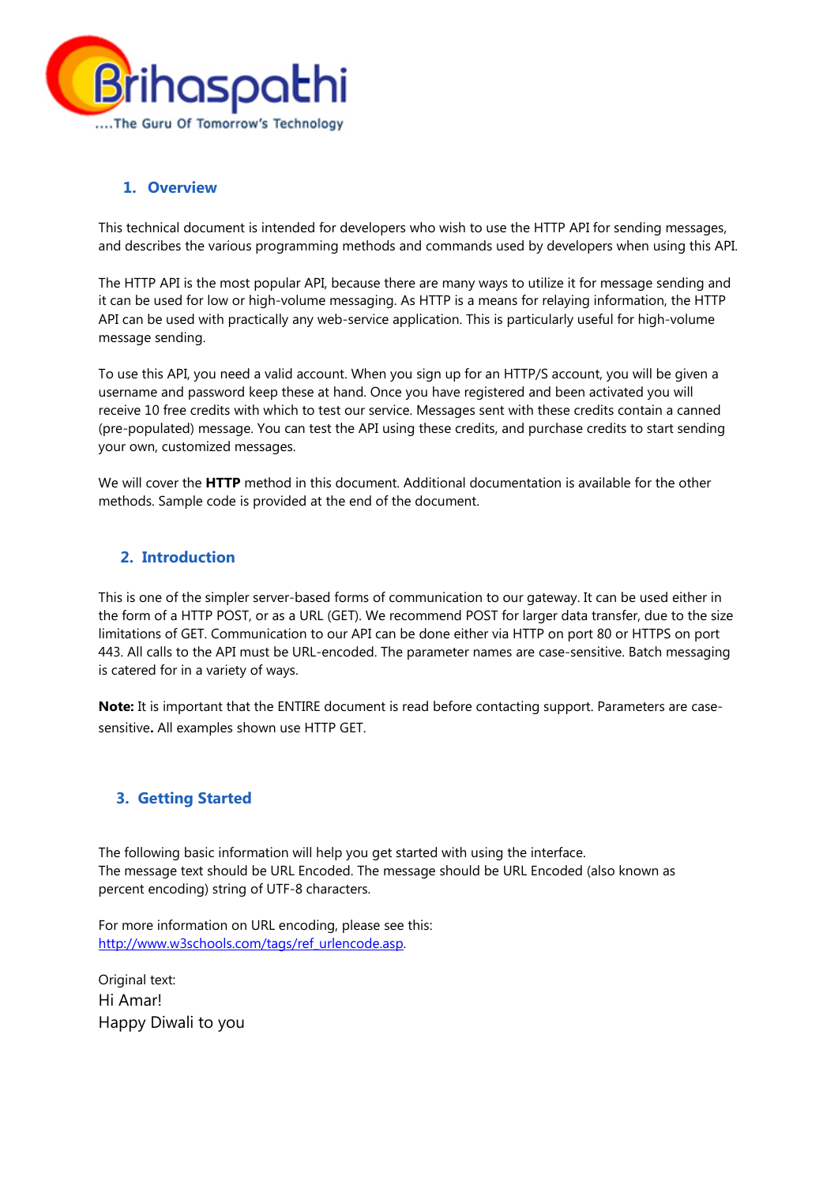## 1. Overview

This technical document is intended for developers who wish to use the HTTP API for sending messages, and describes the various programming methods and commands used by developers when using this API.

The HTTP API is the most popular API, because there are many ways to utilize it for message sending and it can be used for low or high-volume messaging. As HTTP is a means for relaying information, the HTTP API can be used with practically any web-service application. This is particularly useful for high-volume message sending.

To use this API, you need a valid account. When you sign up for an HTTP/S account, you will be given a username and password keep these at hand. Once you have registered and been activated you will receive 10 free credits with which to test our service. Messages sent with these credits contain a canned (pre-populated) message. You can test the API using these credits, and purchase credits to start sending your own, customized messages.

We will cover the **HTTP** method in this document. Additional documentation is available for the other methods. Sample code is provided at the end of the document.

## 2. Introduction

This is one of the simpler server-based forms of communication to our gateway. It can be used either in the form of a HTTP POST, or as a URL (GET). We recommend POST for larger data transfer, due to the size limitations of GET. Communication to our API can be done either via HTTP on port 80 or HTTPS on port 443. All calls to the API must be URL-encoded. The parameter names are case-sensitive. Batch messaging is catered for in a variety of ways.

**Note:** It is important that the ENTIRE document is read before contacting support. Parameters are case-sensitive**.** All examples shown use HTTP GET.

## 3. Getting Started

The following basic information will help you get started with using the interface.
The message text should be URL Encoded. The message should be URL Encoded (also known as percent encoding) string of UTF-8 characters.

For more information on URL encoding, please see this:
http://www.w3schools.com/tags/ref_urlencode.asp.

Original text:
Hi Amar!
Happy Diwali to you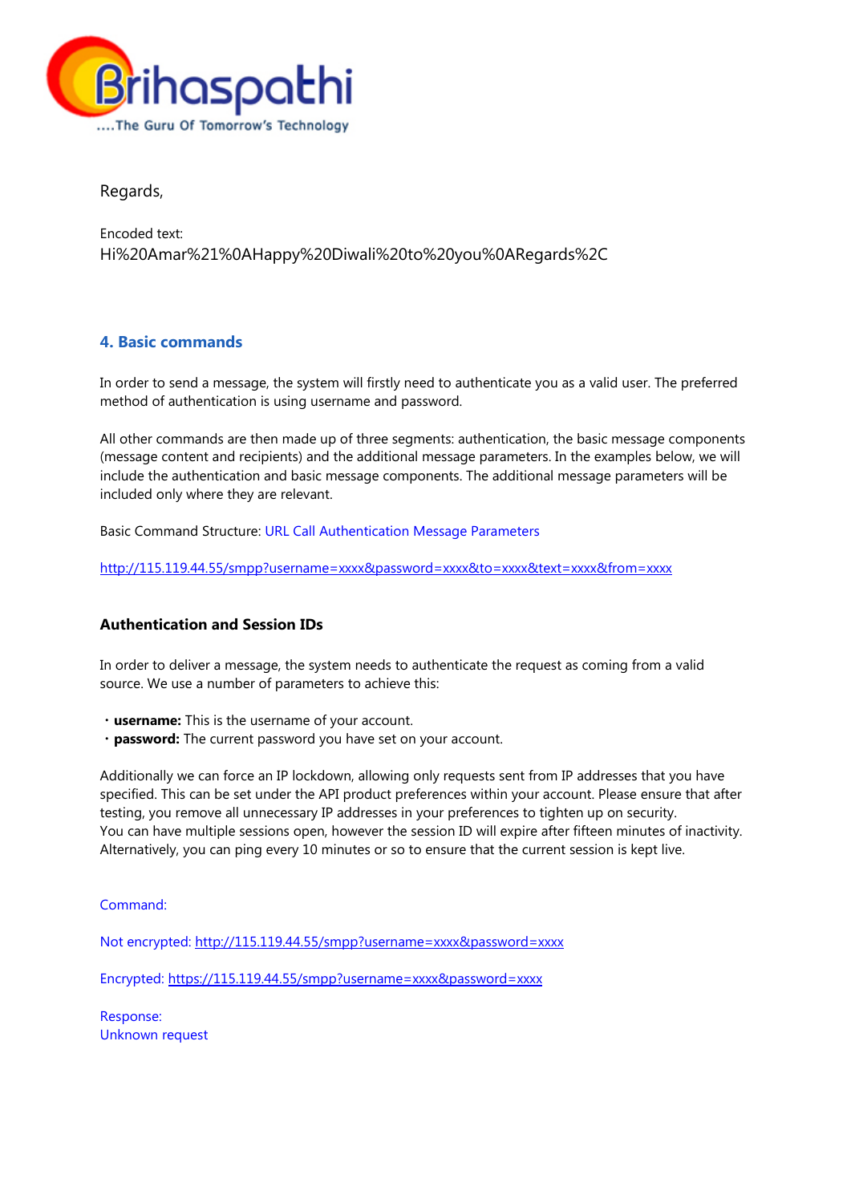Regards,

Encoded text:
Hi%20Amar%21%0AHappy%20Diwali%20to%20you%0ARegards%2C

## 4. Basic commands

In order to send a message, the system will firstly need to authenticate you as a valid user. The preferred method of authentication is using username and password.

All other commands are then made up of three segments: authentication, the basic message components (message content and recipients) and the additional message parameters. In the examples below, we will include the authentication and basic message components. The additional message parameters will be included only where they are relevant.

Basic Command Structure: URL Call Authentication Message Parameters

http://115.119.44.55/smpp?username=xxxx&password=xxxx&to=xxxx&text=xxxx&from=xxxx

### Authentication and Session IDs

In order to deliver a message, the system needs to authenticate the request as coming from a valid source. We use a number of parameters to achieve this:

- **username:** This is the username of your account.
- **password:** The current password you have set on your account.

Additionally we can force an IP lockdown, allowing only requests sent from IP addresses that you have specified. This can be set under the API product preferences within your account. Please ensure that after testing, you remove all unnecessary IP addresses in your preferences to tighten up on security.
You can have multiple sessions open, however the session ID will expire after fifteen minutes of inactivity. Alternatively, you can ping every 10 minutes or so to ensure that the current session is kept live.

Command:

Not encrypted: http://115.119.44.55/smpp?username=xxxx&password=xxxx

Encrypted: https://115.119.44.55/smpp?username=xxxx&password=xxxx

Response:
Unknown request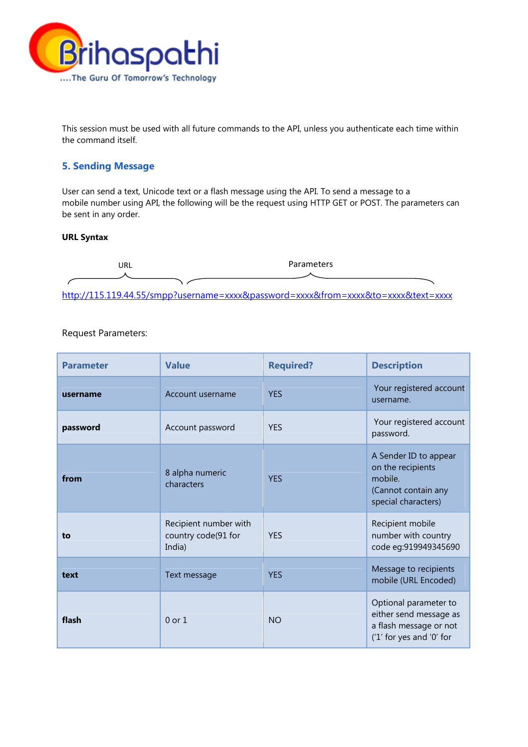This session must be used with all future commands to the API, unless you authenticate each time within the command itself.

## 5. Sending Message

User can send a text, Unicode text or a flash message using the API. To send a message to a mobile number using API, the following will be the request using HTTP GET or POST. The parameters can be sent in any order.

**URL Syntax**

URL Parameters

http://115.119.44.55/smpp?username=xxxx&password=xxxx&from=xxxx&to=xxxx&text=xxxx

Request Parameters:

| Parameter | Value | Required? | Description |
|---|---|---|---|
| **username** | Account username | YES | Your registered account username. |
| **password** | Account password | YES | Your registered account password. |
| **from** | 8 alpha numeric characters | YES | A Sender ID to appear on the recipients mobile. (Cannot contain any special characters) |
| **to** | Recipient number with country code(91 for India) | YES | Recipient mobile number with country code eg:919949345690 |
| **text** | Text message | YES | Message to recipients mobile (URL Encoded) |
| **flash** | 0 or 1 | NO | Optional parameter to either send message as a flash message or not ('1' for yes and '0' for |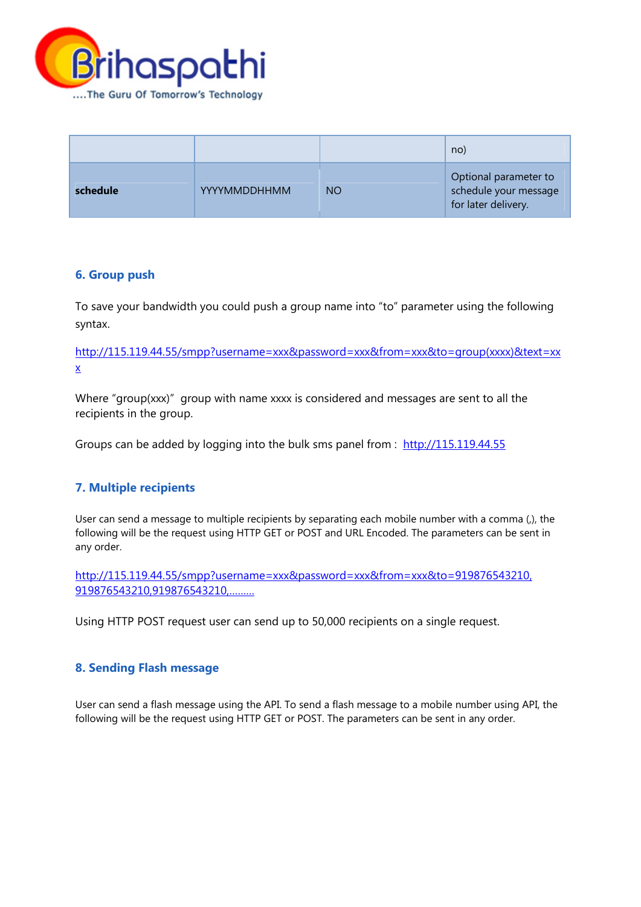|  |  |  | no) |
|---|---|---|---|
| **schedule** | YYYYMMDDHHMM | NO | Optional parameter to schedule your message for later delivery. |

## 6. Group push

To save your bandwidth you could push a group name into "to" parameter using the following syntax.

http://115.119.44.55/smpp?username=xxx&password=xxx&from=xxx&to=group(xxxx)&text=xxx

Where "group(xxx)" group with name xxxx is considered and messages are sent to all the recipients in the group.

Groups can be added by logging into the bulk sms panel from : http://115.119.44.55

## 7. Multiple recipients

User can send a message to multiple recipients by separating each mobile number with a comma (,), the following will be the request using HTTP GET or POST and URL Encoded. The parameters can be sent in any order.

http://115.119.44.55/smpp?username=xxx&password=xxx&from=xxx&to=919876543210,919876543210,919876543210,………

Using HTTP POST request user can send up to 50,000 recipients on a single request.

## 8. Sending Flash message

User can send a flash message using the API. To send a flash message to a mobile number using API, the following will be the request using HTTP GET or POST. The parameters can be sent in any order.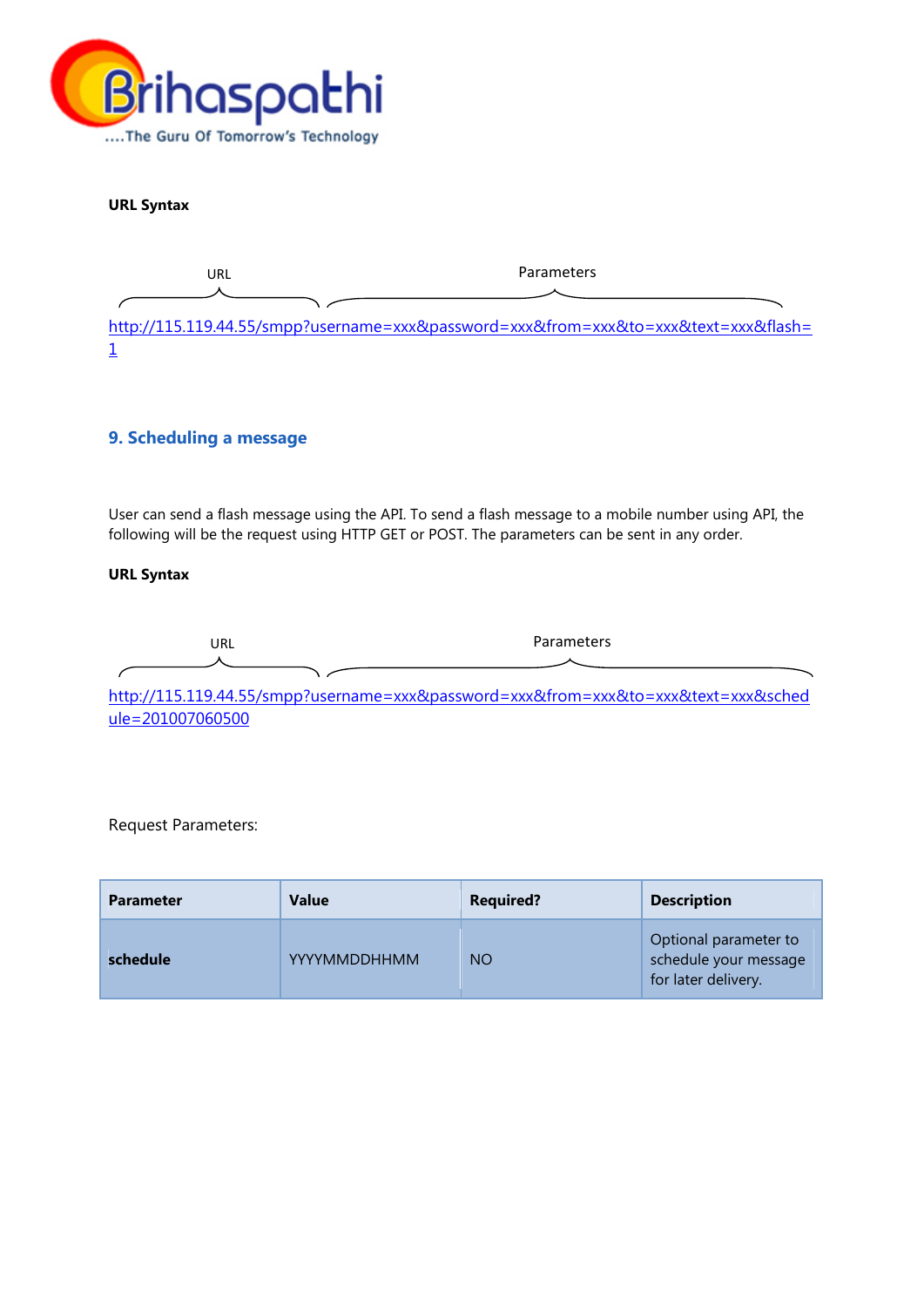**URL Syntax**

URL Parameters

http://115.119.44.55/smpp?username=xxx&password=xxx&from=xxx&to=xxx&text=xxx&flash=1

## 9. Scheduling a message

User can send a flash message using the API. To send a flash message to a mobile number using API, the following will be the request using HTTP GET or POST. The parameters can be sent in any order.

**URL Syntax**

URL Parameters

http://115.119.44.55/smpp?username=xxx&password=xxx&from=xxx&to=xxx&text=xxx&schedule=201007060500

Request Parameters:

| Parameter | Value | Required? | Description |
| --- | --- | --- | --- |
| **schedule** | YYYYMMDDHHMM | NO | Optional parameter to schedule your message for later delivery. |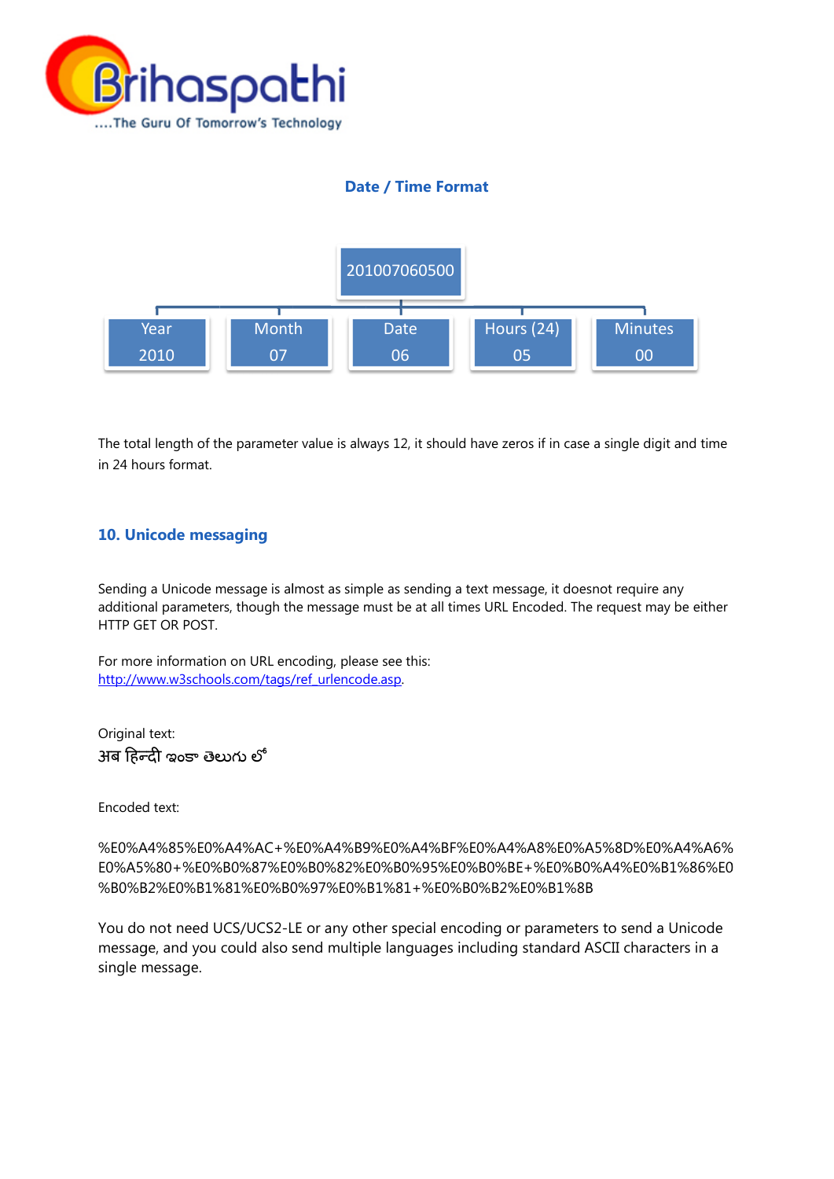## Date / Time Format

| 201007060500 | | | | |
|---|---|---|---|---|
| Year | Month | Date | Hours (24) | Minutes |
| 2010 | 07 | 06 | 05 | 00 |

The total length of the parameter value is always 12, it should have zeros if in case a single digit and time in 24 hours format.

## 10. Unicode messaging

Sending a Unicode message is almost as simple as sending a text message, it doesnot require any additional parameters, though the message must be at all times URL Encoded. The request may be either HTTP GET OR POST.

For more information on URL encoding, please see this: [http://www.w3schools.com/tags/ref_urlencode.asp](http://www.w3schools.com/tags/ref_urlencode.asp).

Original text:
अब हिन्दी ఇంకా తెలుగు లో

Encoded text:

%E0%A4%85%E0%A4%AC+%E0%A4%B9%E0%A4%BF%E0%A4%A8%E0%A5%8D%E0%A4%A6%E0%A5%80+%E0%B0%87%E0%B0%82%E0%B0%95%E0%B0%BE+%E0%B0%A4%E0%B1%86%E0%B0%B2%E0%B1%81%E0%B0%97%E0%B1%81+%E0%B0%B2%E0%B1%8B

You do not need UCS/UCS2-LE or any other special encoding or parameters to send a Unicode message, and you could also send multiple languages including standard ASCII characters in a single message.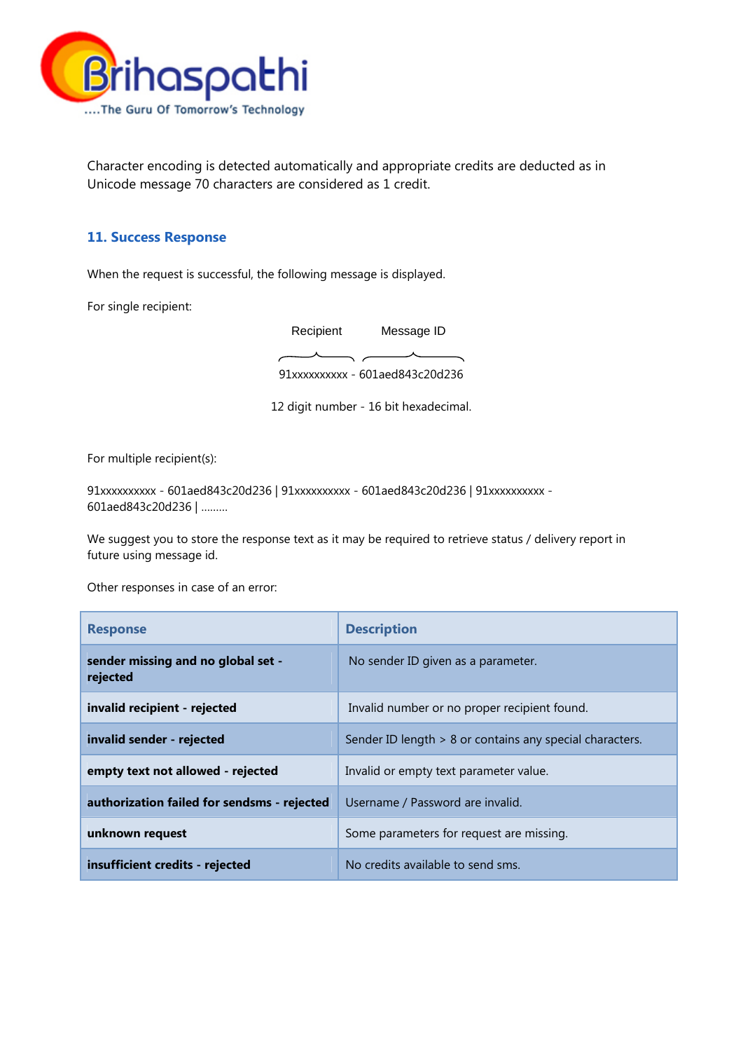Character encoding is detected automatically and appropriate credits are deducted as in Unicode message 70 characters are considered as 1 credit.

## 11. Success Response

When the request is successful, the following message is displayed.

For single recipient:

Recipient Message ID

91xxxxxxxxxx - 601aed843c20d236

12 digit number - 16 bit hexadecimal.

For multiple recipient(s):

91xxxxxxxxxx - 601aed843c20d236 | 91xxxxxxxxxx - 601aed843c20d236 | 91xxxxxxxxxx - 601aed843c20d236 | .........

We suggest you to store the response text as it may be required to retrieve status / delivery report in future using message id.

Other responses in case of an error:

| Response | Description |
|---|---|
| **sender missing and no global set - rejected** | No sender ID given as a parameter. |
| **invalid recipient - rejected** | Invalid number or no proper recipient found. |
| **invalid sender - rejected** | Sender ID length > 8 or contains any special characters. |
| **empty text not allowed - rejected** | Invalid or empty text parameter value. |
| **authorization failed for sendsms - rejected** | Username / Password are invalid. |
| **unknown request** | Some parameters for request are missing. |
| **insufficient credits - rejected** | No credits available to send sms. |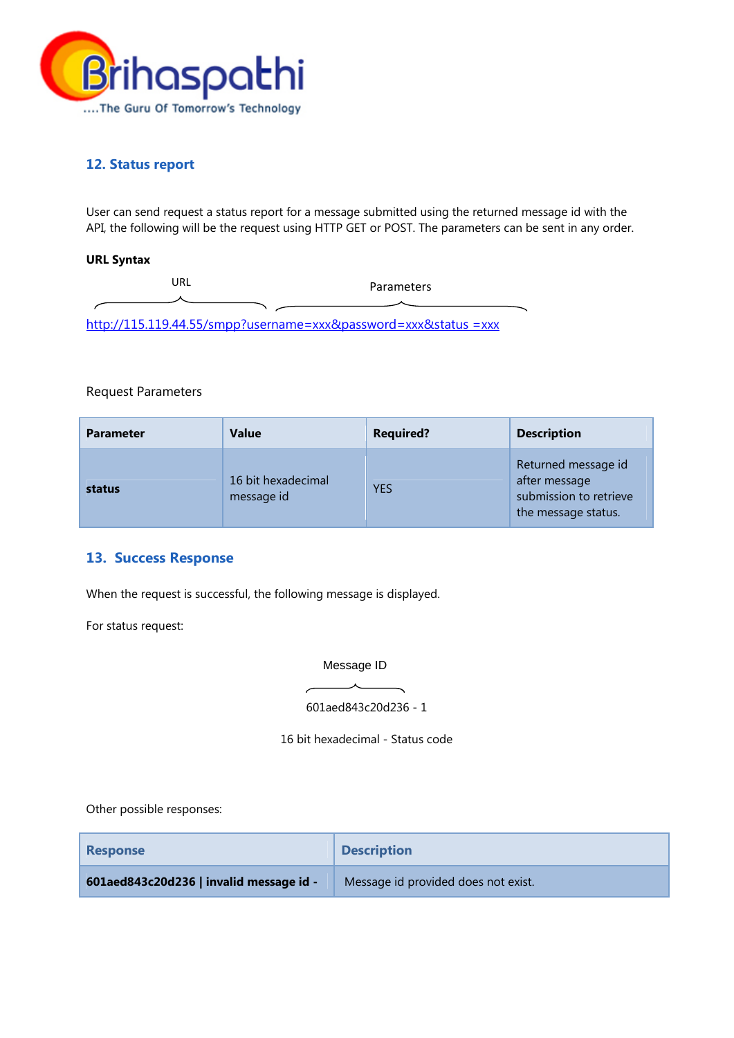## 12. Status report

User can send request a status report for a message submitted using the returned message id with the API, the following will be the request using HTTP GET or POST. The parameters can be sent in any order.

**URL Syntax**

URL Parameters

http://115.119.44.55/smpp?username=xxx&password=xxx&status =xxx

Request Parameters

| **Parameter** | **Value** | **Required?** | **Description** |
|---|---|---|---|
| **status** | 16 bit hexadecimal message id | YES | Returned message id after message submission to retrieve the message status. |

## 13. Success Response

When the request is successful, the following message is displayed.

For status request:

Message ID

601aed843c20d236 - 1

16 bit hexadecimal - Status code

Other possible responses:

| **Response** | **Description** |
|---|---|
| **601aed843c20d236 \| invalid message id -** | Message id provided does not exist. |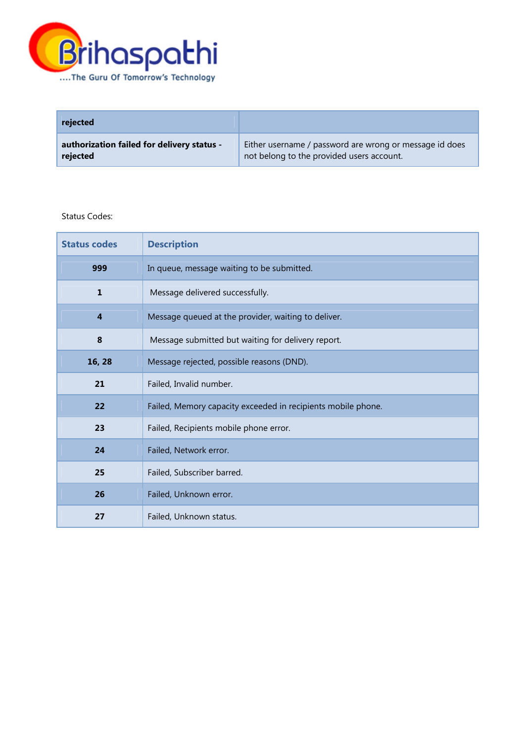| rejected | |
|---|---|
| **authorization failed for delivery status - rejected** | Either username / password are wrong or message id does not belong to the provided users account. |

Status Codes:

| Status codes | Description |
|---|---|
| **999** | In queue, message waiting to be submitted. |
| **1** | Message delivered successfully. |
| **4** | Message queued at the provider, waiting to deliver. |
| **8** | Message submitted but waiting for delivery report. |
| **16, 28** | Message rejected, possible reasons (DND). |
| **21** | Failed, Invalid number. |
| **22** | Failed, Memory capacity exceeded in recipients mobile phone. |
| **23** | Failed, Recipients mobile phone error. |
| **24** | Failed, Network error. |
| **25** | Failed, Subscriber barred. |
| **26** | Failed, Unknown error. |
| **27** | Failed, Unknown status. |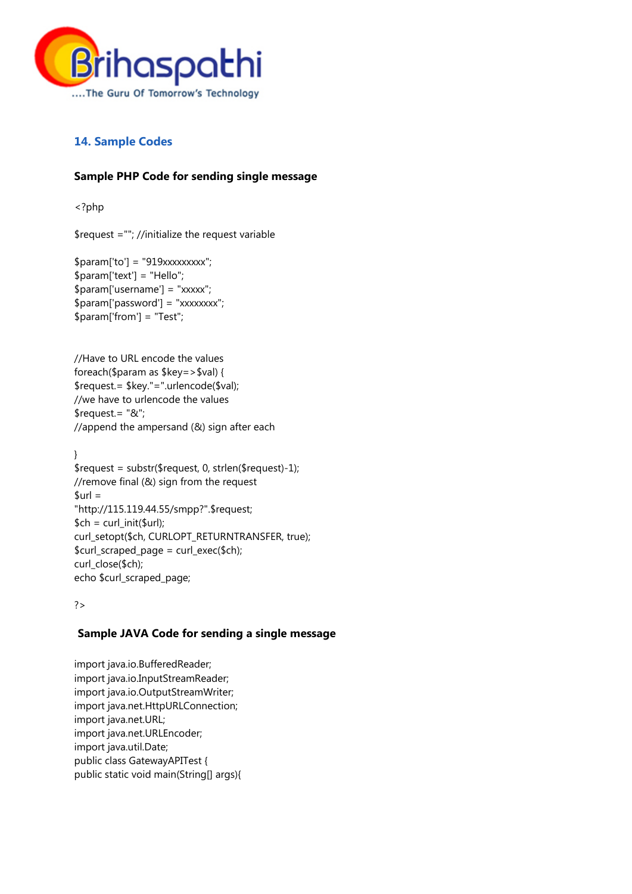## 14. Sample Codes

### Sample PHP Code for sending single message

```
<?php

$request =""; //initialize the request variable

$param['to'] = "919xxxxxxxxx";
$param['text'] = "Hello";
$param['username'] = "xxxxx";
$param['password'] = "xxxxxxxx";
$param['from'] = "Test";


//Have to URL encode the values
foreach($param as $key=>$val) {
$request.= $key."=".urlencode($val);
//we have to urlencode the values
$request.= "&";
//append the ampersand (&) sign after each

}
$request = substr($request, 0, strlen($request)-1);
//remove final (&) sign from the request
$url =
"http://115.119.44.55/smpp?".$request;
$ch = curl_init($url);
curl_setopt($ch, CURLOPT_RETURNTRANSFER, true);
$curl_scraped_page = curl_exec($ch);
curl_close($ch);
echo $curl_scraped_page;

?>
```

### Sample JAVA Code for sending a single message

```
import java.io.BufferedReader;
import java.io.InputStreamReader;
import java.io.OutputStreamWriter;
import java.net.HttpURLConnection;
import java.net.URL;
import java.net.URLEncoder;
import java.util.Date;
public class GatewayAPITest {
public static void main(String[] args){
```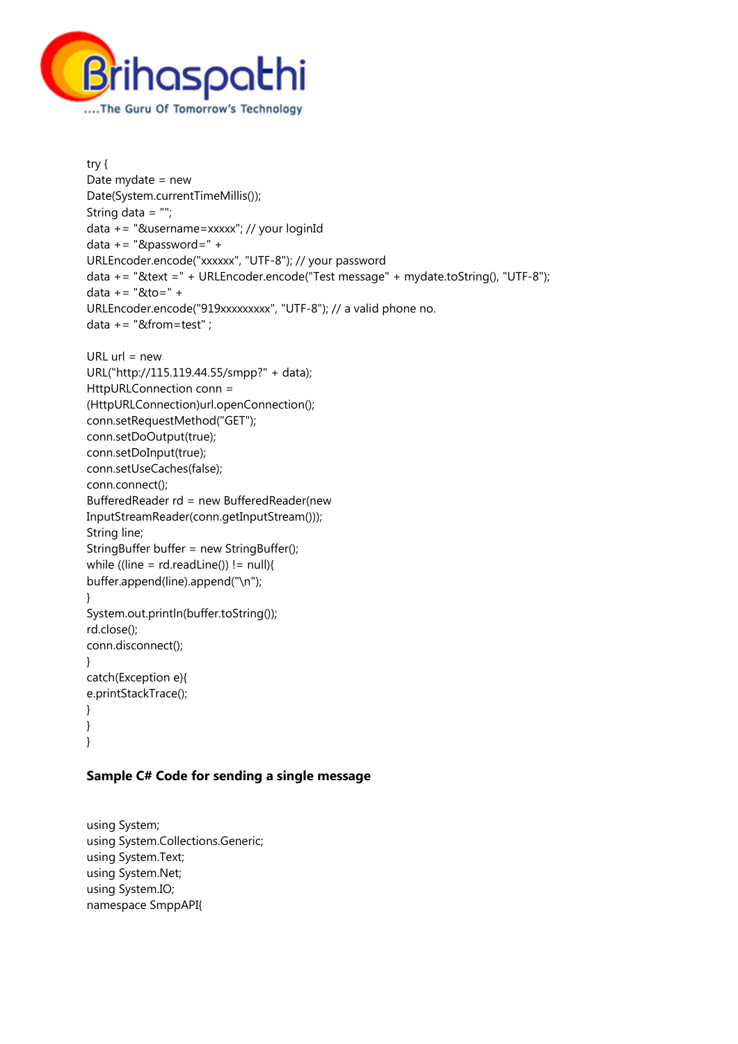```
try {
Date mydate = new
Date(System.currentTimeMillis());
String data = "";
data += "&username=xxxxx"; // your loginId
data += "&password=" +
URLEncoder.encode("xxxxxx", "UTF-8"); // your password
data += "&text =" + URLEncoder.encode("Test message" + mydate.toString(), "UTF-8");
data += "&to=" +
URLEncoder.encode("919xxxxxxxxx", "UTF-8"); // a valid phone no.
data += "&from=test" ;

URL url = new
URL("http://115.119.44.55/smpp?" + data);
HttpURLConnection conn =
(HttpURLConnection)url.openConnection();
conn.setRequestMethod("GET");
conn.setDoOutput(true);
conn.setDoInput(true);
conn.setUseCaches(false);
conn.connect();
BufferedReader rd = new BufferedReader(new
InputStreamReader(conn.getInputStream()));
String line;
StringBuffer buffer = new StringBuffer();
while ((line = rd.readLine()) != null){
buffer.append(line).append("\n");
}
System.out.println(buffer.toString());
rd.close();
conn.disconnect();
}
catch(Exception e){
e.printStackTrace();
}
}
}
```

**Sample C# Code for sending a single message**

```
using System;
using System.Collections.Generic;
using System.Text;
using System.Net;
using System.IO;
namespace SmppAPI{
```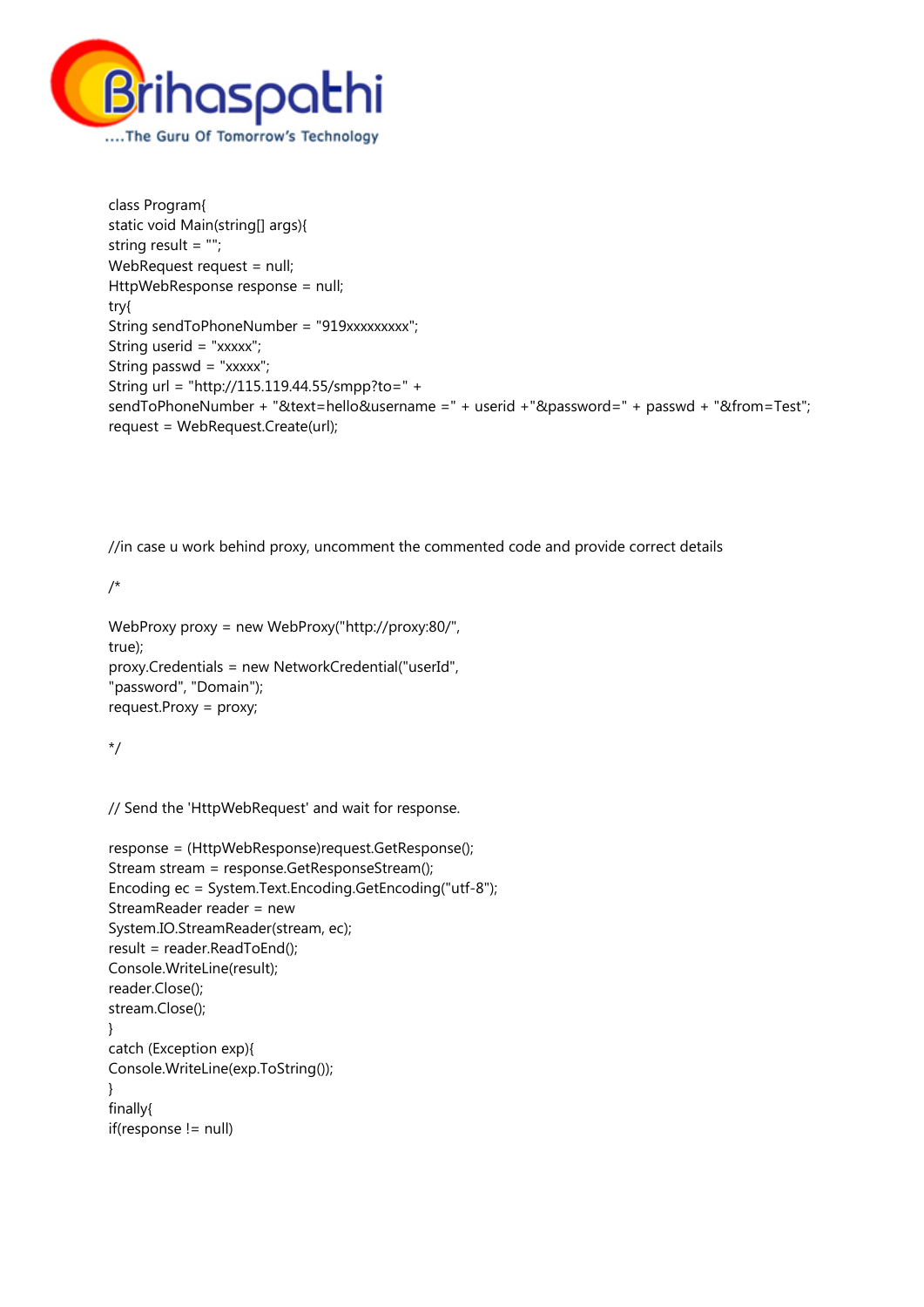```
class Program{
static void Main(string[] args){
string result = "";
WebRequest request = null;
HttpWebResponse response = null;
try{
String sendToPhoneNumber = "919xxxxxxxxx";
String userid = "xxxxx";
String passwd = "xxxxx";
String url = "http://115.119.44.55/smpp?to=" +
sendToPhoneNumber + "&text=hello&username =" + userid +"&password=" + passwd + "&from=Test";
request = WebRequest.Create(url);



//in case u work behind proxy, uncomment the commented code and provide correct details

/*

WebProxy proxy = new WebProxy("http://proxy:80/",
true);
proxy.Credentials = new NetworkCredential("userId",
"password", "Domain");
request.Proxy = proxy;

*/


// Send the 'HttpWebRequest' and wait for response.

response = (HttpWebResponse)request.GetResponse();
Stream stream = response.GetResponseStream();
Encoding ec = System.Text.Encoding.GetEncoding("utf-8");
StreamReader reader = new
System.IO.StreamReader(stream, ec);
result = reader.ReadToEnd();
Console.WriteLine(result);
reader.Close();
stream.Close();
}
catch (Exception exp){
Console.WriteLine(exp.ToString());
}
finally{
if(response != null)
```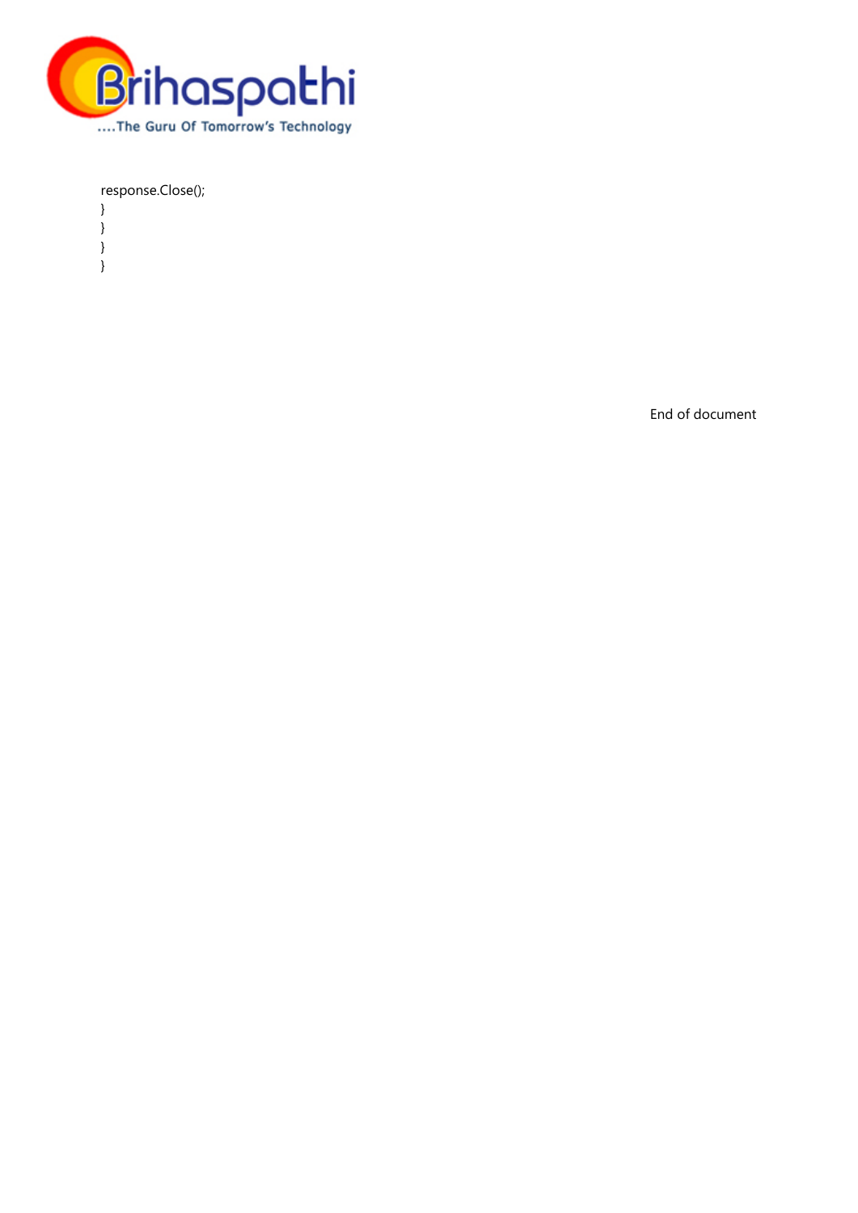```
response.Close();
}
}
}
}
```

End of document